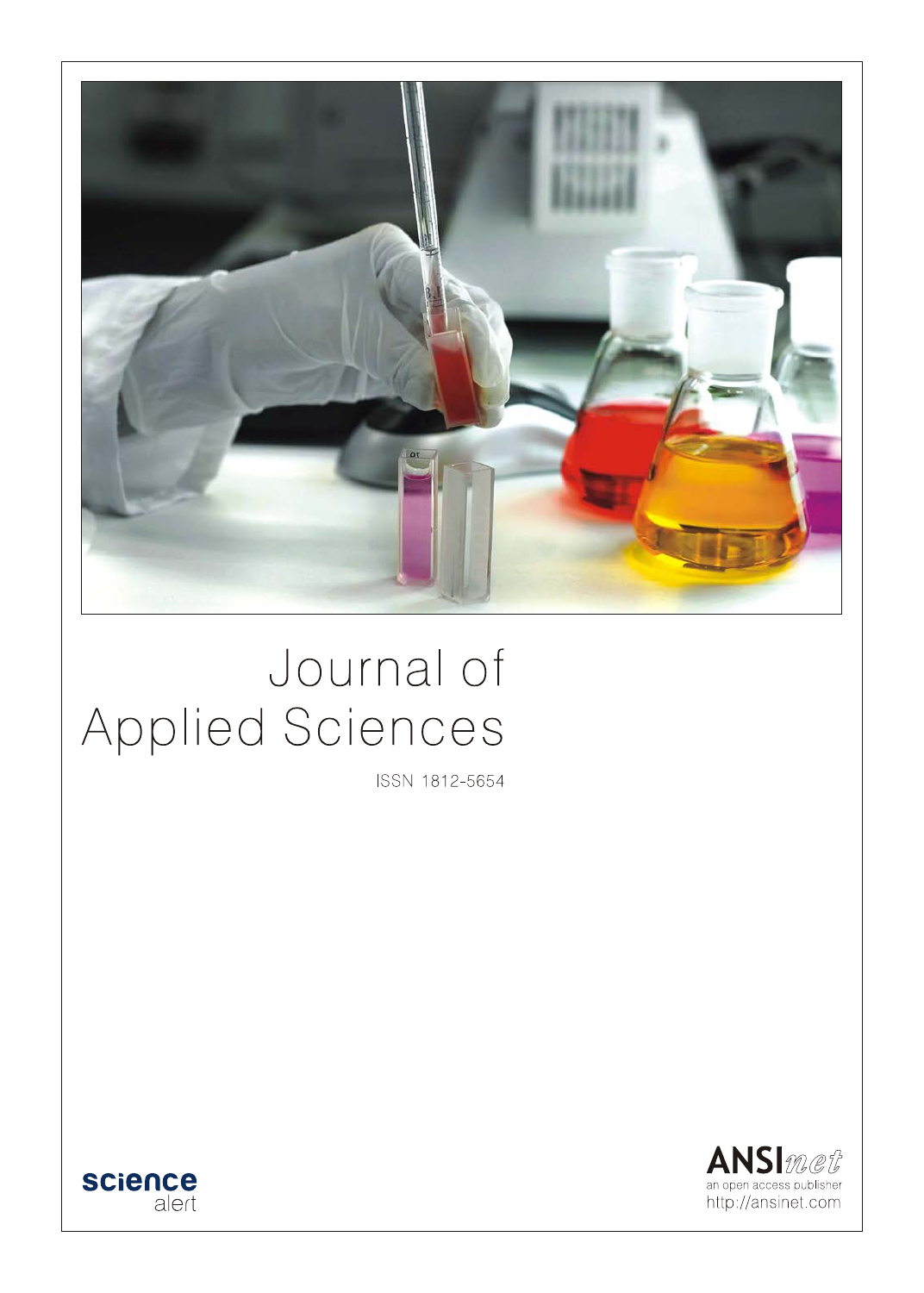# Journal of Applied Sciences

ISSN 1812-5654

science alert

ANSInet

an open access publisher

http://ansinet.com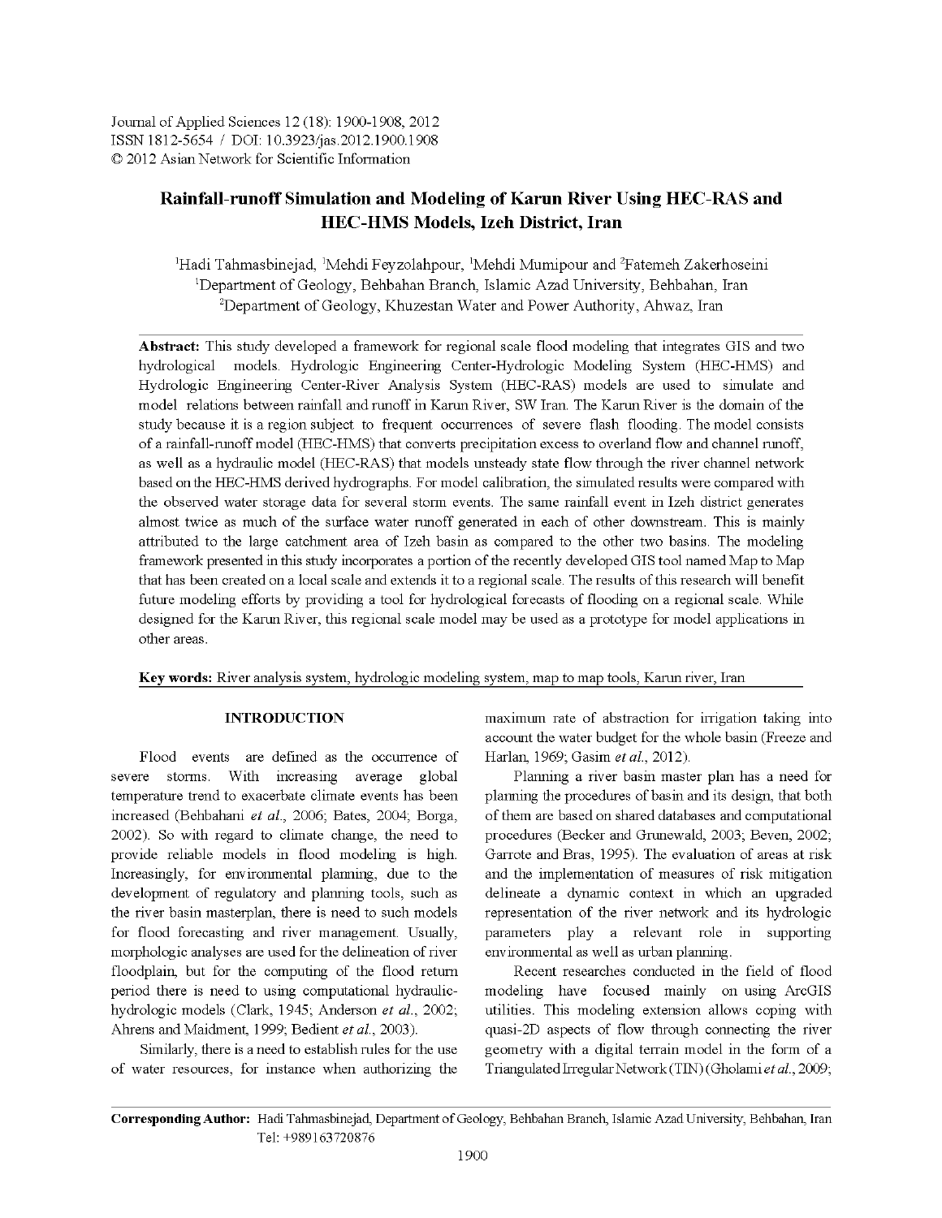Journal of Applied Sciences 12 (18): 1900-1908, 2012
ISSN 1812-5654 / DOI: 10.3923/jas.2012.1900.1908
© 2012 Asian Network for Scientific Information

# Rainfall-runoff Simulation and Modeling of Karun River Using HEC-RAS and HEC-HMS Models, Izeh District, Iran

[1]Hadi Tahmasbinejad, [1]Mehdi Feyzolahpour, [1]Mehdi Mumipour and [2]Fatemeh Zakerhoseini
[1]Department of Geology, Behbahan Branch, Islamic Azad University, Behbahan, Iran
[2]Department of Geology, Khuzestan Water and Power Authority, Ahwaz, Iran

**Abstract:** This study developed a framework for regional scale flood modeling that integrates GIS and two hydrological models. Hydrologic Engineering Center-Hydrologic Modeling System (HEC-HMS) and Hydrologic Engineering Center-River Analysis System (HEC-RAS) models are used to simulate and model relations between rainfall and runoff in Karun River, SW Iran. The Karun River is the domain of the study because it is a region subject to frequent occurrences of severe flash flooding. The model consists of a rainfall-runoff model (HEC-HMS) that converts precipitation excess to overland flow and channel runoff, as well as a hydraulic model (HEC-RAS) that models unsteady state flow through the river channel network based on the HEC-HMS derived hydrographs. For model calibration, the simulated results were compared with the observed water storage data for several storm events. The same rainfall event in Izeh district generates almost twice as much of the surface water runoff generated in each of other downstream. This is mainly attributed to the large catchment area of Izeh basin as compared to the other two basins. The modeling framework presented in this study incorporates a portion of the recently developed GIS tool named Map to Map that has been created on a local scale and extends it to a regional scale. The results of this research will benefit future modeling efforts by providing a tool for hydrological forecasts of flooding on a regional scale. While designed for the Karun River, this regional scale model may be used as a prototype for model applications in other areas.

**Key words:** River analysis system, hydrologic modeling system, map to map tools, Karun river, Iran

## INTRODUCTION

Flood events are defined as the occurrence of severe storms. With increasing average global temperature trend to exacerbate climate events has been increased (Behbahani *et al*., 2006; Bates, 2004; Borga, 2002). So with regard to climate change, the need to provide reliable models in flood modeling is high. Increasingly, for environmental planning, due to the development of regulatory and planning tools, such as the river basin masterplan, there is need to such models for flood forecasting and river management. Usually, morphologic analyses are used for the delineation of river floodplain, but for the computing of the flood return period there is need to using computational hydraulic-hydrologic models (Clark, 1945; Anderson *et al*., 2002; Ahrens and Maidment, 1999; Bedient *et al*., 2003).

Similarly, there is a need to establish rules for the use of water resources, for instance when authorizing the maximum rate of abstraction for irrigation taking into account the water budget for the whole basin (Freeze and Harlan, 1969; Gasim *et al*., 2012).

Planning a river basin master plan has a need for planning the procedures of basin and its design, that both of them are based on shared databases and computational procedures (Becker and Grunewald, 2003; Beven, 2002; Garrote and Bras, 1995). The evaluation of areas at risk and the implementation of measures of risk mitigation delineate a dynamic context in which an upgraded representation of the river network and its hydrologic parameters play a relevant role in supporting environmental as well as urban planning.

Recent researches conducted in the field of flood modeling have focused mainly on using ArcGIS utilities. This modeling extension allows coping with quasi-2D aspects of flow through connecting the river geometry with a digital terrain model in the form of a Triangulated Irregular Network (TIN) (Gholami *et al*., 2009;

**Corresponding Author:** Hadi Tahmasbinejad, Department of Geology, Behbahan Branch, Islamic Azad University, Behbahan, Iran Tel: +989163720876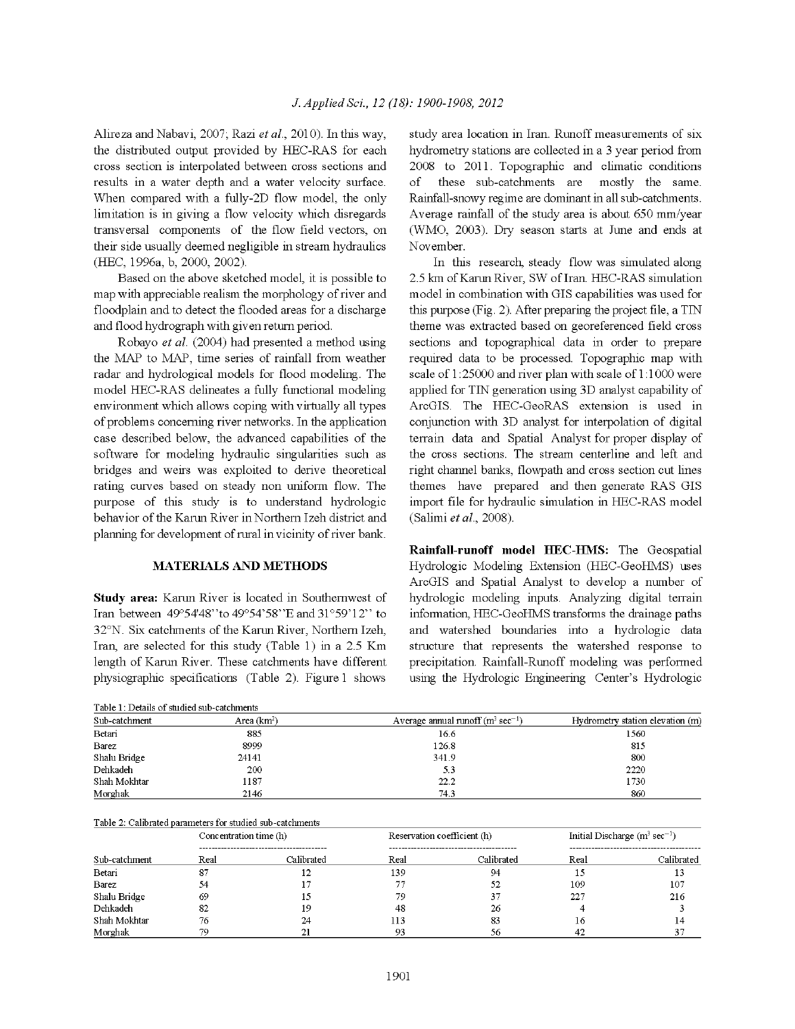Alireza and Nabavi, 2007; Razi *et al*., 2010). In this way, the distributed output provided by HEC-RAS for each cross section is interpolated between cross sections and results in a water depth and a water velocity surface. When compared with a fully-2D flow model, the only limitation is in giving a flow velocity which disregards transversal components of the flow field vectors, on their side usually deemed negligible in stream hydraulics (HEC, 1996a, b, 2000, 2002).

Based on the above sketched model, it is possible to map with appreciable realism the morphology of river and floodplain and to detect the flooded areas for a discharge and flood hydrograph with given return period.

Robayo *et al*. (2004) had presented a method using the MAP to MAP, time series of rainfall from weather radar and hydrological models for flood modeling. The model HEC-RAS delineates a fully functional modeling environment which allows coping with virtually all types of problems concerning river networks. In the application case described below, the advanced capabilities of the software for modeling hydraulic singularities such as bridges and weirs was exploited to derive theoretical rating curves based on steady non uniform flow. The purpose of this study is to understand hydrologic behavior of the Karun River in Northern Izeh district and planning for development of rural in vicinity of river bank.

## MATERIALS AND METHODS

**Study area:** Karun River is located in Southernwest of Iran between 49°54'48" to 49°54'58" E and 31°59'12" to 32°N. Six catchments of the Karun River, Northern Izeh, Iran, are selected for this study (Table 1) in a 2.5 Km length of Karun River. These catchments have different physiographic specifications (Table 2). Figure 1 shows study area location in Iran. Runoff measurements of six hydrometry stations are collected in a 3 year period from 2008 to 2011. Topographic and climatic conditions of these sub-catchments are mostly the same. Rainfall-snowy regime are dominant in all sub-catchments. Average rainfall of the study area is about 650 mm/year (WMO, 2003). Dry season starts at June and ends at November.

In this research, steady flow was simulated along 2.5 km of Karun River, SW of Iran. HEC-RAS simulation model in combination with GIS capabilities was used for this purpose (Fig. 2). After preparing the project file, a TIN theme was extracted based on georeferenced field cross sections and topographical data in order to prepare required data to be processed. Topographic map with scale of 1:25000 and river plan with scale of 1:1000 were applied for TIN generation using 3D analyst capability of ArcGIS. The HEC-GeoRAS extension is used in conjunction with 3D analyst for interpolation of digital terrain data and Spatial Analyst for proper display of the cross sections. The stream centerline and left and right channel banks, flowpath and cross section cut lines themes have prepared and then generate RAS GIS import file for hydraulic simulation in HEC-RAS model (Salimi *et al*., 2008).

**Rainfall-runoff model HEC-HMS:** The Geospatial Hydrologic Modeling Extension (HEC-GeoHMS) uses ArcGIS and Spatial Analyst to develop a number of hydrologic modeling inputs. Analyzing digital terrain information, HEC-GeoHMS transforms the drainage paths and watershed boundaries into a hydrologic data structure that represents the watershed response to precipitation. Rainfall-Runoff modeling was performed using the Hydrologic Engineering Center's Hydrologic

Table 1: Details of studied sub-catchments

| Sub-catchment | Area (km$^2$) | Average annual runoff (m$^3$ sec$^{-1}$) | Hydrometry station elevation (m) |
|---|---|---|---|
| Betari | 885 | 16.6 | 1560 |
| Barez | 8999 | 126.8 | 815 |
| Shalu Bridge | 24141 | 341.9 | 800 |
| Dehkadeh | 200 | 5.3 | 2220 |
| Shah Mokhtar | 1187 | 22.2 | 1730 |
| Morghak | 2146 | 74.3 | 860 |

Table 2: Calibrated parameters for studied sub-catchments

| | Concentration time (h) | | Reservation coefficient (h) | | Initial Discharge (m$^3$ sec$^{-1}$) | |
|---|---|---|---|---|---|---|
| Sub-catchment | Real | Calibrated | Real | Calibrated | Real | Calibrated |
| Betari | 87 | 12 | 139 | 94 | 15 | 13 |
| Barez | 54 | 17 | 77 | 52 | 109 | 107 |
| Shalu Bridge | 69 | 15 | 79 | 37 | 227 | 216 |
| Dehkadeh | 82 | 19 | 48 | 26 | 4 | 3 |
| Shah Mokhtar | 76 | 24 | 113 | 83 | 16 | 14 |
| Morghak | 79 | 21 | 93 | 56 | 42 | 37 |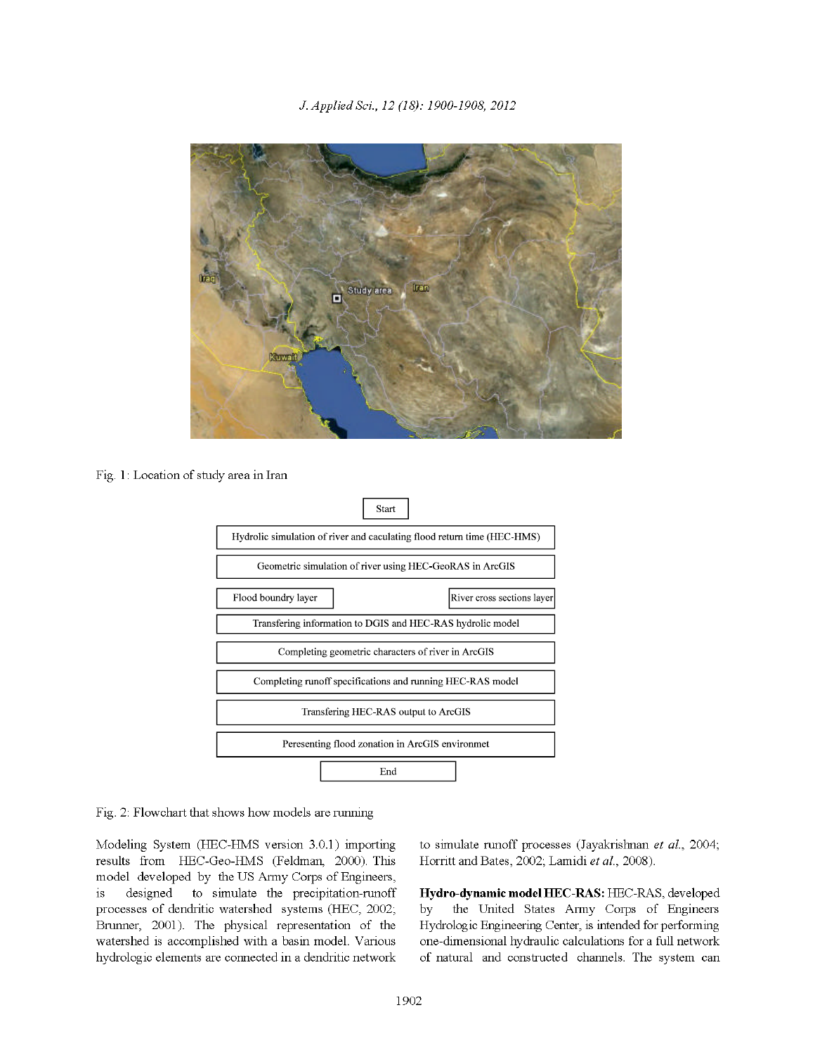Fig. 1: Location of study area in Iran

Start

Hydrolic simulation of river and caculating flood return time (HEC-HMS)

Geometric simulation of river using HEC-GeoRAS in ArcGIS

Flood boundry layer | River cross sections layer

Transfering information to DGIS and HEC-RAS hydrolic model

Completing geometric characters of river in ArcGIS

Completing runoff specifications and running HEC-RAS model

Transfering HEC-RAS output to ArcGIS

Peresenting flood zonation in ArcGIS environmet

End

Fig. 2: Flowchart that shows how models are running

Modeling System (HEC-HMS version 3.0.1) importing results from HEC-Geo-HMS (Feldman, 2000). This model developed by the US Army Corps of Engineers, is designed to simulate the precipitation-runoff processes of dendritic watershed systems (HEC, 2002; Brunner, 2001). The physical representation of the watershed is accomplished with a basin model. Various hydrologic elements are connected in a dendritic network to simulate runoff processes (Jayakrishnan *et al.*, 2004; Horritt and Bates, 2002; Lamidi *et al.*, 2008).

**Hydro-dynamic model HEC-RAS:** HEC-RAS, developed by the United States Army Corps of Engineers Hydrologic Engineering Center, is intended for performing one-dimensional hydraulic calculations for a full network of natural and constructed channels. The system can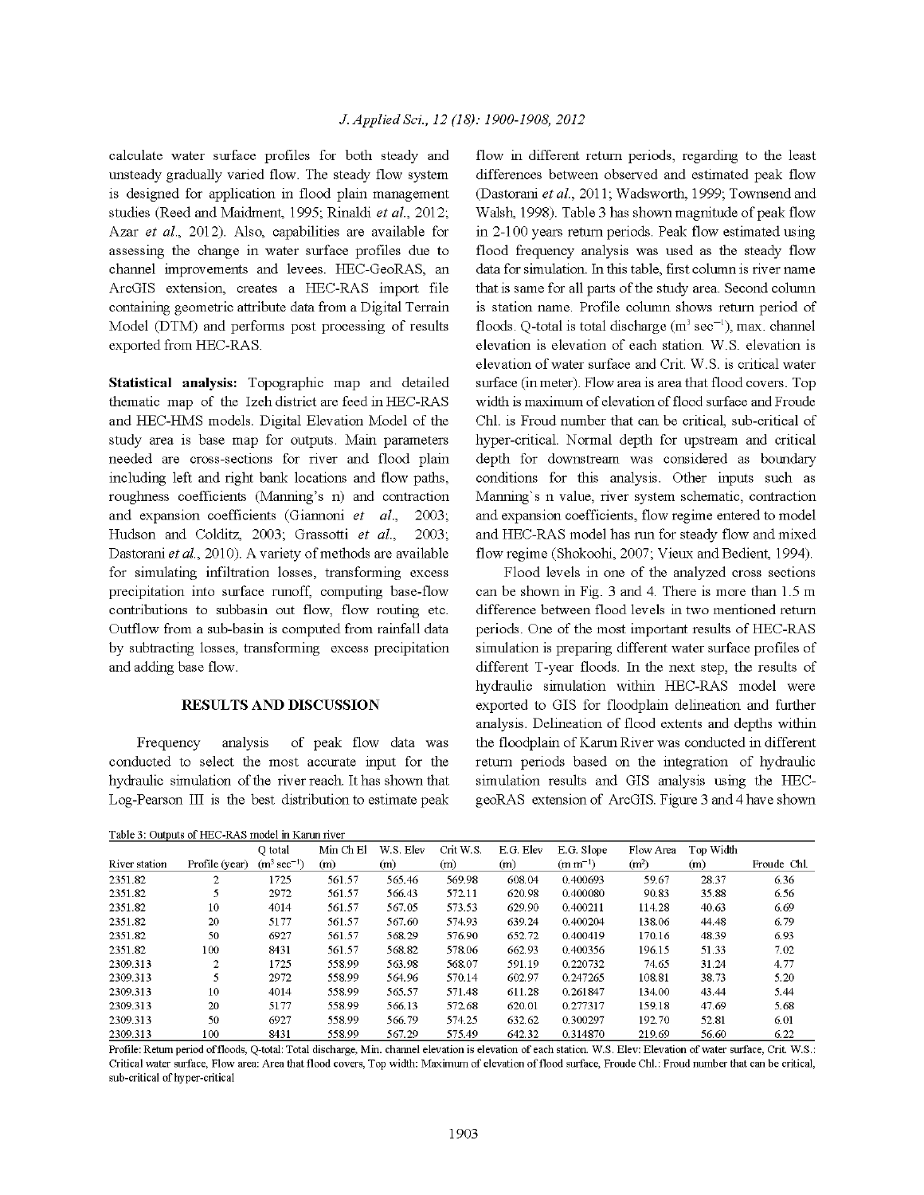calculate water surface profiles for both steady and unsteady gradually varied flow. The steady flow system is designed for application in flood plain management studies (Reed and Maidment, 1995; Rinaldi *et al.*, 2012; Azar *et al.*, 2012). Also, capabilities are available for assessing the change in water surface profiles due to channel improvements and levees. HEC-GeoRAS, an ArcGIS extension, creates a HEC-RAS import file containing geometric attribute data from a Digital Terrain Model (DTM) and performs post processing of results exported from HEC-RAS.

**Statistical analysis:** Topographic map and detailed thematic map of the Izeh district are feed in HEC-RAS and HEC-HMS models. Digital Elevation Model of the study area is base map for outputs. Main parameters needed are cross-sections for river and flood plain including left and right bank locations and flow paths, roughness coefficients (Manning's n) and contraction and expansion coefficients (Giannoni *et al.*, 2003; Hudson and Colditz, 2003; Grassotti *et al.*, 2003; Dastorani *et al.*, 2010). A variety of methods are available for simulating infiltration losses, transforming excess precipitation into surface runoff, computing base-flow contributions to subbasin out flow, flow routing etc. Outflow from a sub-basin is computed from rainfall data by subtracting losses, transforming excess precipitation and adding base flow.

## RESULTS AND DISCUSSION

Frequency analysis of peak flow data was conducted to select the most accurate input for the hydraulic simulation of the river reach. It has shown that Log-Pearson III is the best distribution to estimate peak flow in different return periods, regarding to the least differences between observed and estimated peak flow (Dastorani *et al.*, 2011; Wadsworth, 1999; Townsend and Walsh, 1998). Table 3 has shown magnitude of peak flow in 2-100 years return periods. Peak flow estimated using flood frequency analysis was used as the steady flow data for simulation. In this table, first column is river name that is same for all parts of the study area. Second column is station name. Profile column shows return period of floods. Q-total is total discharge (m$^3$ sec$^{-1}$), max. channel elevation is elevation of each station. W.S. elevation is elevation of water surface and Crit. W.S. is critical water surface (in meter). Flow area is area that flood covers. Top width is maximum of elevation of flood surface and Froude Chl. is Froud number that can be critical, sub-critical of hyper-critical. Normal depth for upstream and critical depth for downstream was considered as boundary conditions for this analysis. Other inputs such as Manning's n value, river system schematic, contraction and expansion coefficients, flow regime entered to model and HEC-RAS model has run for steady flow and mixed flow regime (Shokoohi, 2007; Vieux and Bedient, 1994).

Flood levels in one of the analyzed cross sections can be shown in Fig. 3 and 4. There is more than 1.5 m difference between flood levels in two mentioned return periods. One of the most important results of HEC-RAS simulation is preparing different water surface profiles of different T-year floods. In the next step, the results of hydraulic simulation within HEC-RAS model were exported to GIS for floodplain delineation and further analysis. Delineation of flood extents and depths within the floodplain of Karun River was conducted in different return periods based on the integration of hydraulic simulation results and GIS analysis using the HEC-geoRAS extension of ArcGIS. Figure 3 and 4 have shown

Table 3: Outputs of HEC-RAS model in Karun river

| River station | Profile (year) | Q total (m$^3$ sec$^{-1}$) | Min Ch El (m) | W.S. Elev (m) | Crit W.S. (m) | E.G. Elev (m) | E.G. Slope (m m$^{-1}$) | Flow Area (m$^2$) | Top Width (m) | Froude Chl. |
|---|---|---|---|---|---|---|---|---|---|---|
| 2351.82 | 2 | 1725 | 561.57 | 565.46 | 569.98 | 608.04 | 0.400693 | 59.67 | 28.37 | 6.36 |
| 2351.82 | 5 | 2972 | 561.57 | 566.43 | 572.11 | 620.98 | 0.400080 | 90.83 | 35.88 | 6.56 |
| 2351.82 | 10 | 4014 | 561.57 | 567.05 | 573.53 | 629.90 | 0.400211 | 114.28 | 40.63 | 6.69 |
| 2351.82 | 20 | 5177 | 561.57 | 567.60 | 574.93 | 639.24 | 0.400204 | 138.06 | 44.48 | 6.79 |
| 2351.82 | 50 | 6927 | 561.57 | 568.29 | 576.90 | 652.72 | 0.400419 | 170.16 | 48.39 | 6.93 |
| 2351.82 | 100 | 8431 | 561.57 | 568.82 | 578.06 | 662.93 | 0.400356 | 196.15 | 51.33 | 7.02 |
| 2309.313 | 2 | 1725 | 558.99 | 563.98 | 568.07 | 591.19 | 0.220732 | 74.65 | 31.24 | 4.77 |
| 2309.313 | 5 | 2972 | 558.99 | 564.96 | 570.14 | 602.97 | 0.247265 | 108.81 | 38.73 | 5.20 |
| 2309.313 | 10 | 4014 | 558.99 | 565.57 | 571.48 | 611.28 | 0.261847 | 134.00 | 43.44 | 5.44 |
| 2309.313 | 20 | 5177 | 558.99 | 566.13 | 572.68 | 620.01 | 0.277317 | 159.18 | 47.69 | 5.68 |
| 2309.313 | 50 | 6927 | 558.99 | 566.79 | 574.25 | 632.62 | 0.300297 | 192.70 | 52.81 | 6.01 |
| 2309.313 | 100 | 8431 | 558.99 | 567.29 | 575.49 | 642.32 | 0.314870 | 219.69 | 56.60 | 6.22 |

Profile: Return period of floods, Q-total: Total discharge, Min. channel elevation is elevation of each station. W.S. Elev: Elevation of water surface, Crit. W.S.: Critical water surface, Flow area: Area that flood covers, Top width: Maximum of elevation of flood surface, Froude Chl.: Froud number that can be critical, sub-critical of hyper-critical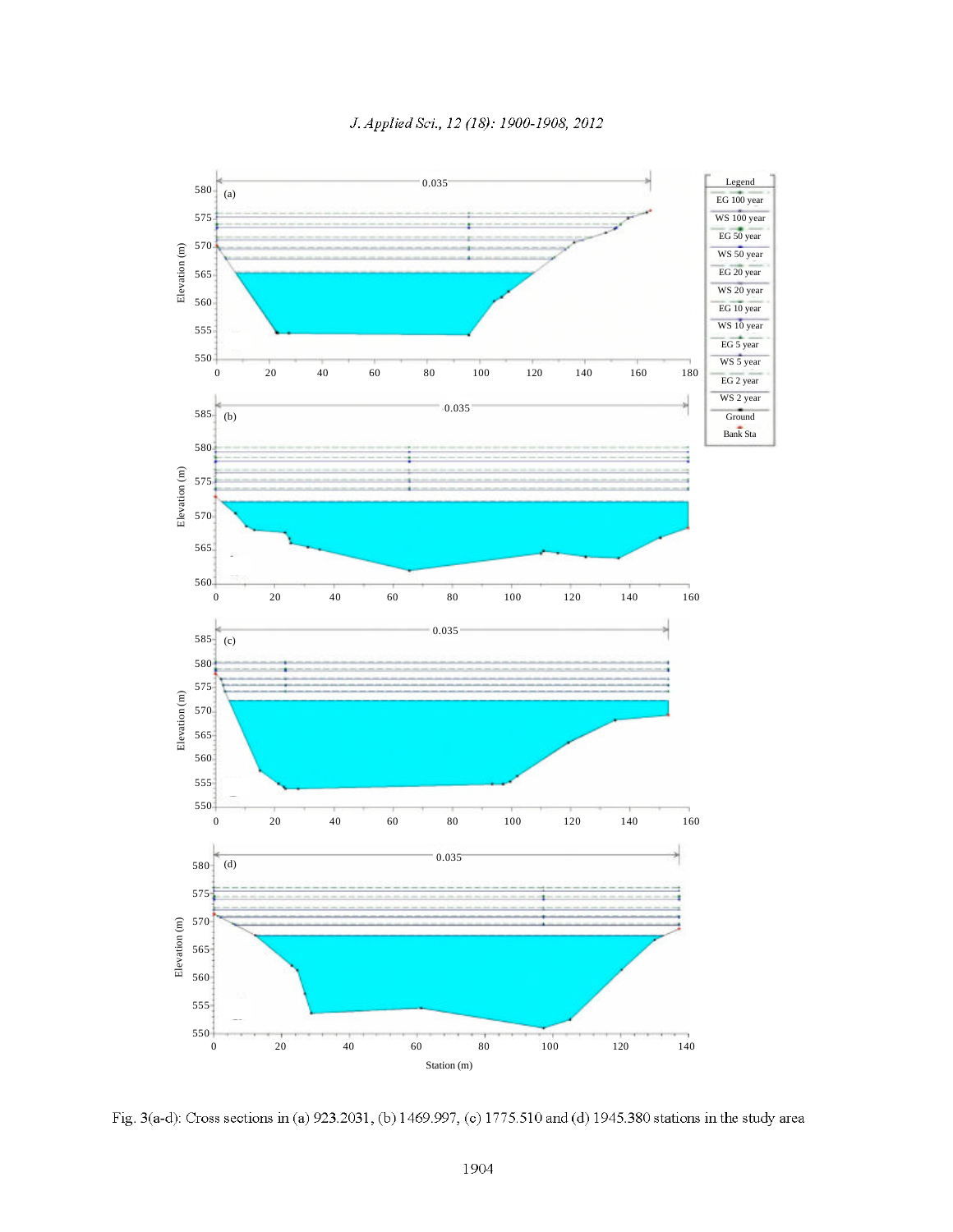Fig. 3(a-d): Cross sections in (a) 923.2031, (b) 1469.997, (c) 1775.510 and (d) 1945.380 stations in the study area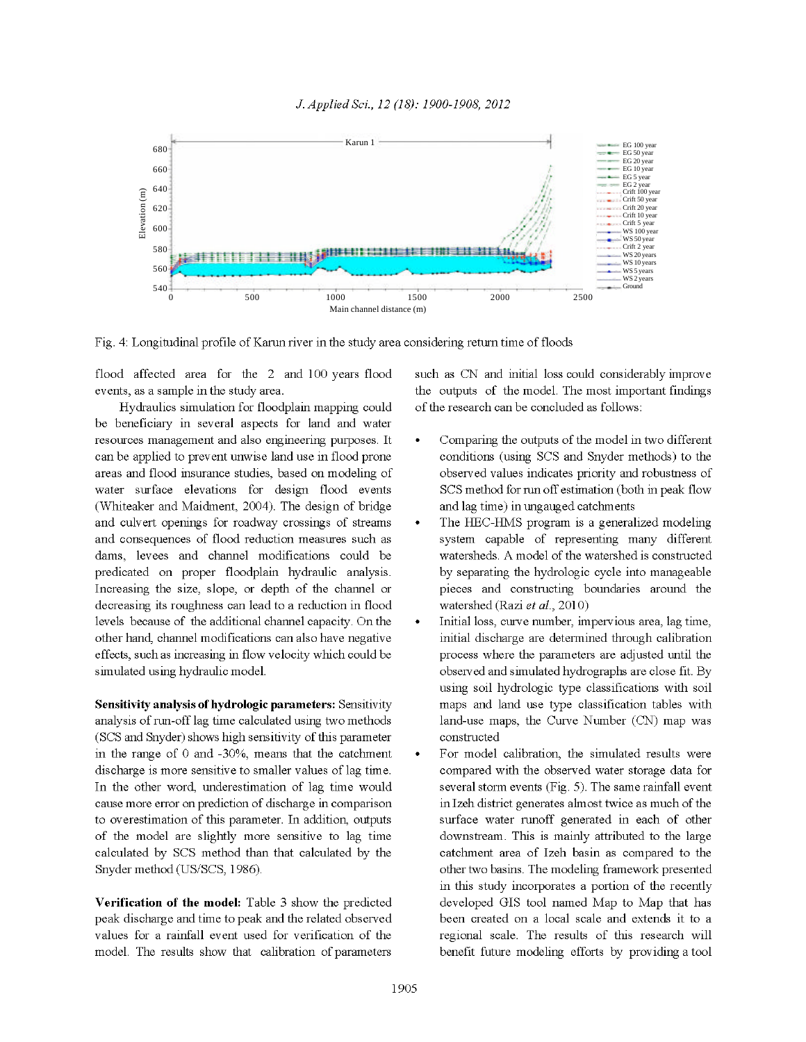Fig. 4: Longitudinal profile of Karun river in the study area considering return time of floods

flood affected area for the 2 and 100 years flood events, as a sample in the study area.

Hydraulics simulation for floodplain mapping could be beneficiary in several aspects for land and water resources management and also engineering purposes. It can be applied to prevent unwise land use in flood prone areas and flood insurance studies, based on modeling of water surface elevations for design flood events (Whiteaker and Maidment, 2004). The design of bridge and culvert openings for roadway crossings of streams and consequences of flood reduction measures such as dams, levees and channel modifications could be predicated on proper floodplain hydraulic analysis. Increasing the size, slope, or depth of the channel or decreasing its roughness can lead to a reduction in flood levels because of the additional channel capacity. On the other hand, channel modifications can also have negative effects, such as increasing in flow velocity which could be simulated using hydraulic model.

**Sensitivity analysis of hydrologic parameters:** Sensitivity analysis of run-off lag time calculated using two methods (SCS and Snyder) shows high sensitivity of this parameter in the range of 0 and -30%, means that the catchment discharge is more sensitive to smaller values of lag time. In the other word, underestimation of lag time would cause more error on prediction of discharge in comparison to overestimation of this parameter. In addition, outputs of the model are slightly more sensitive to lag time calculated by SCS method than that calculated by the Snyder method (US/SCS, 1986).

**Verification of the model:** Table 3 show the predicted peak discharge and time to peak and the related observed values for a rainfall event used for verification of the model. The results show that calibration of parameters such as CN and initial loss could considerably improve the outputs of the model. The most important findings of the research can be concluded as follows:

- Comparing the outputs of the model in two different conditions (using SCS and Snyder methods) to the observed values indicates priority and robustness of SCS method for run off estimation (both in peak flow and lag time) in ungauged catchments
- The HEC-HMS program is a generalized modeling system capable of representing many different watersheds. A model of the watershed is constructed by separating the hydrologic cycle into manageable pieces and constructing boundaries around the watershed (Razi *et al*., 2010)
- Initial loss, curve number, impervious area, lag time, initial discharge are determined through calibration process where the parameters are adjusted until the observed and simulated hydrographs are close fit. By using soil hydrologic type classifications with soil maps and land use type classification tables with land-use maps, the Curve Number (CN) map was constructed
- For model calibration, the simulated results were compared with the observed water storage data for several storm events (Fig. 5). The same rainfall event in Izeh district generates almost twice as much of the surface water runoff generated in each of other downstream. This is mainly attributed to the large catchment area of Izeh basin as compared to the other two basins. The modeling framework presented in this study incorporates a portion of the recently developed GIS tool named Map to Map that has been created on a local scale and extends it to a regional scale. The results of this research will benefit future modeling efforts by providing a tool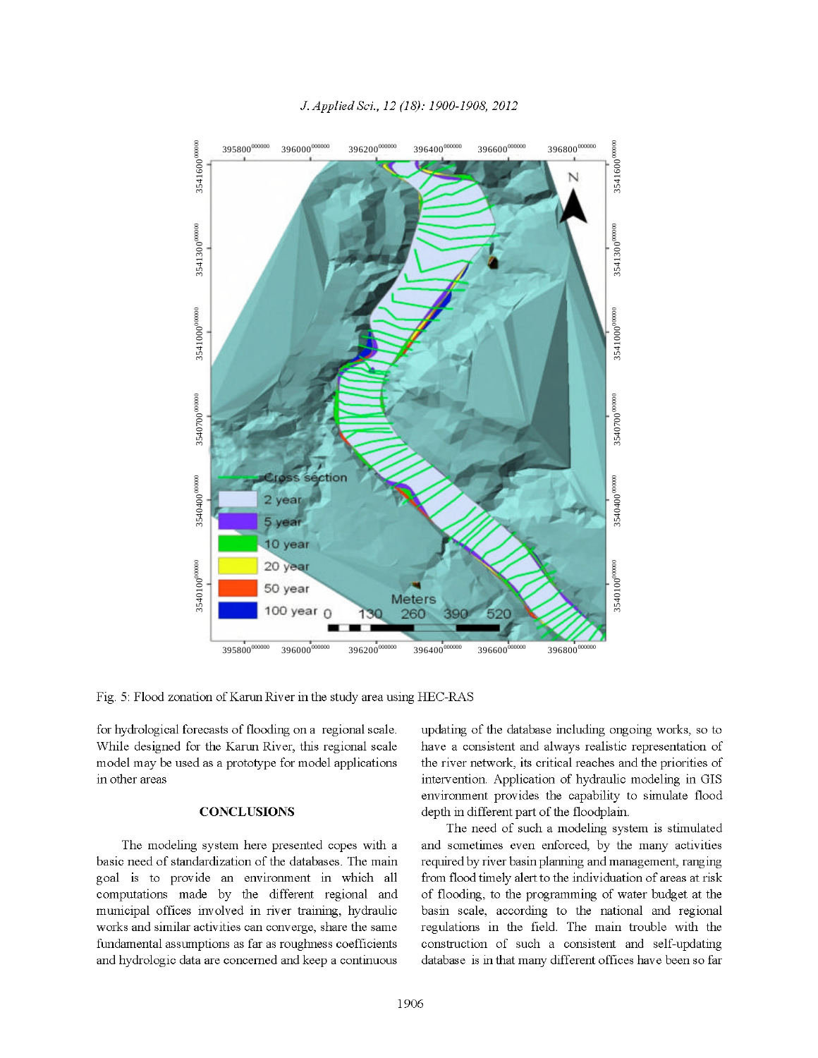Fig. 5: Flood zonation of Karun River in the study area using HEC-RAS

for hydrological forecasts of flooding on a regional scale. While designed for the Karun River, this regional scale model may be used as a prototype for model applications in other areas

## CONCLUSIONS

The modeling system here presented copes with a basic need of standardization of the databases. The main goal is to provide an environment in which all computations made by the different regional and municipal offices involved in river training, hydraulic works and similar activities can converge, share the same fundamental assumptions as far as roughness coefficients and hydrologic data are concerned and keep a continuous updating of the database including ongoing works, so to have a consistent and always realistic representation of the river network, its critical reaches and the priorities of intervention. Application of hydraulic modeling in GIS environment provides the capability to simulate flood depth in different part of the floodplain.

The need of such a modeling system is stimulated and sometimes even enforced, by the many activities required by river basin planning and management, ranging from flood timely alert to the individuation of areas at risk of flooding, to the programming of water budget at the basin scale, according to the national and regional regulations in the field. The main trouble with the construction of such a consistent and self-updating database is in that many different offices have been so far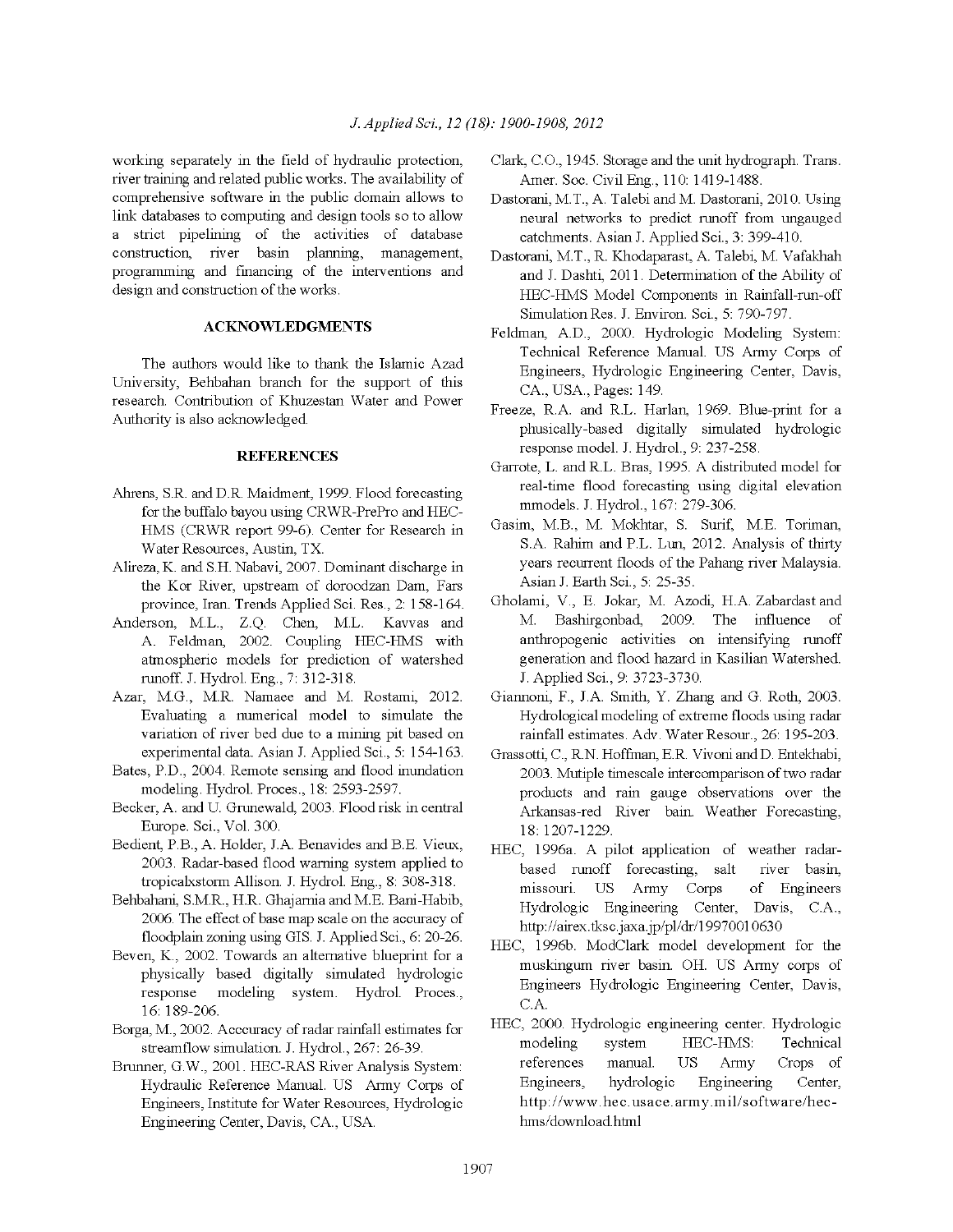working separately in the field of hydraulic protection, river training and related public works. The availability of comprehensive software in the public domain allows to link databases to computing and design tools so to allow a strict pipelining of the activities of database construction, river basin planning, management, programming and financing of the interventions and design and construction of the works.

## ACKNOWLEDGMENTS

The authors would like to thank the Islamic Azad University, Behbahan branch for the support of this research. Contribution of Khuzestan Water and Power Authority is also acknowledged.

## REFERENCES

Ahrens, S.R. and D.R. Maidment, 1999. Flood forecasting for the buffalo bayou using CRWR-PrePro and HEC-HMS (CRWR report 99-6). Center for Research in Water Resources, Austin, TX.

Alireza, K. and S.H. Nabavi, 2007. Dominant discharge in the Kor River, upstream of doroodzan Dam, Fars province, Iran. Trends Applied Sci. Res., 2: 158-164.

Anderson, M.L., Z.Q. Chen, M.L. Kavvas and A. Feldman, 2002. Coupling HEC-HMS with atmospheric models for prediction of watershed runoff. J. Hydrol. Eng., 7: 312-318.

Azar, M.G., M.R. Namaee and M. Rostami, 2012. Evaluating a numerical model to simulate the variation of river bed due to a mining pit based on experimental data. Asian J. Applied Sci., 5: 154-163.

Bates, P.D., 2004. Remote sensing and flood inundation modeling. Hydrol. Proces., 18: 2593-2597.

Becker, A. and U. Grunewald, 2003. Flood risk in central Europe. Sci., Vol. 300.

Bedient, P.B., A. Holder, J.A. Benavides and B.E. Vieux, 2003. Radar-based flood warning system applied to tropicalxstorm Allison. J. Hydrol. Eng., 8: 308-318.

Behbahani, S.M.R., H.R. Ghajarnia and M.E. Bani-Habib, 2006. The effect of base map scale on the accuracy of floodplain zoning using GIS. J. Applied Sci., 6: 20-26.

Beven, K., 2002. Towards an alternative blueprint for a physically based digitally simulated hydrologic response modeling system. Hydrol. Proces., 16: 189-206.

Borga, M., 2002. Acccuracy of radar rainfall estimates for streamflow simulation. J. Hydrol., 267: 26-39.

Brunner, G.W., 2001. HEC-RAS River Analysis System: Hydraulic Reference Manual. US Army Corps of Engineers, Institute for Water Resources, Hydrologic Engineering Center, Davis, CA., USA.

Clark, C.O., 1945. Storage and the unit hydrograph. Trans. Amer. Soc. Civil Eng., 110: 1419-1488.

Dastorani, M.T., A. Talebi and M. Dastorani, 2010. Using neural networks to predict runoff from ungauged catchments. Asian J. Applied Sci., 3: 399-410.

Dastorani, M.T., R. Khodaparast, A. Talebi, M. Vafakhah and J. Dashti, 2011. Determination of the Ability of HEC-HMS Model Components in Rainfall-run-off Simulation Res. J. Environ. Sci., 5: 790-797.

Feldman, A.D., 2000. Hydrologic Modeling System: Technical Reference Manual. US Army Corps of Engineers, Hydrologic Engineering Center, Davis, CA., USA., Pages: 149.

Freeze, R.A. and R.L. Harlan, 1969. Blue-print for a phusically-based digitally simulated hydrologic response model. J. Hydrol., 9: 237-258.

Garrote, L. and R.L. Bras, 1995. A distributed model for real-time flood forecasting using digital elevation mmodels. J. Hydrol., 167: 279-306.

Gasim, M.B., M. Mokhtar, S. Surif, M.E. Toriman, S.A. Rahim and P.L. Lun, 2012. Analysis of thirty years recurrent floods of the Pahang river Malaysia. Asian J. Earth Sci., 5: 25-35.

Gholami, V., E. Jokar, M. Azodi, H.A. Zabardast and M. Bashirgonbad, 2009. The influence of anthropogenic activities on intensifying runoff generation and flood hazard in Kasilian Watershed. J. Applied Sci., 9: 3723-3730.

Giannoni, F., J.A. Smith, Y. Zhang and G. Roth, 2003. Hydrological modeling of extreme floods using radar rainfall estimates. Adv. Water Resour., 26: 195-203.

Grassotti, C., R.N. Hoffman, E.R. Vivoni and D. Entekhabi, 2003. Mutiple timescale intercomparison of two radar products and rain gauge observations over the Arkansas-red River bain. Weather Forecasting, 18: 1207-1229.

HEC, 1996a. A pilot application of weather radar-based runoff forecasting, salt river basin, missouri. US Army Corps of Engineers Hydrologic Engineering Center, Davis, C.A., http://airex.tksc.jaxa.jp/pl/dr/19970010630

HEC, 1996b. ModClark model development for the muskingum river basin. OH. US Army corps of Engineers Hydrologic Engineering Center, Davis, C.A.

HEC, 2000. Hydrologic engineering center. Hydrologic modeling system HEC-HMS: Technical references manual. US Army Crops of Engineers, hydrologic Engineering Center, http://www.hec.usace.army.mil/software/hec-hms/download.html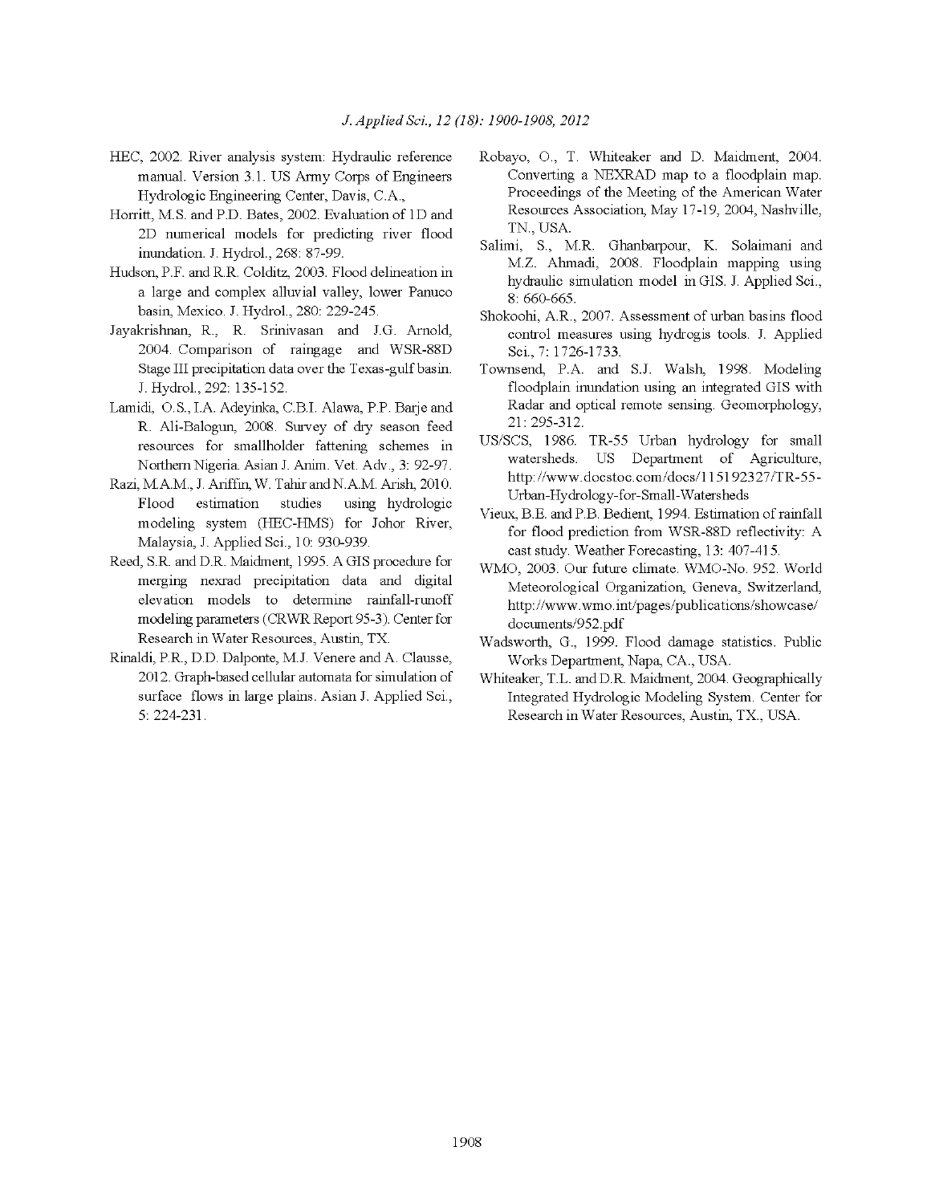HEC, 2002. River analysis system: Hydraulic reference manual. Version 3.1. US Army Corps of Engineers Hydrologic Engineering Center, Davis, C.A.,

Horritt, M.S. and P.D. Bates, 2002. Evaluation of 1D and 2D numerical models for predicting river flood inundation. J. Hydrol., 268: 87-99.

Hudson, P.F. and R.R. Colditz, 2003. Flood delineation in a large and complex alluvial valley, lower Panuco basin, Mexico. J. Hydrol., 280: 229-245.

Jayakrishnan, R., R. Srinivasan and J.G. Arnold, 2004. Comparison of raingage and WSR-88D Stage III precipitation data over the Texas-gulf basin. J. Hydrol., 292: 135-152.

Lamidi, O.S., I.A. Adeyinka, C.B.I. Alawa, P.P. Barje and R. Ali-Balogun, 2008. Survey of dry season feed resources for smallholder fattening schemes in Northern Nigeria. Asian J. Anim. Vet. Adv., 3: 92-97.

Razi, M.A.M., J. Ariffin, W. Tahir and N.A.M. Arish, 2010. Flood estimation studies using hydrologic modeling system (HEC-HMS) for Johor River, Malaysia, J. Applied Sci., 10: 930-939.

Reed, S.R. and D.R. Maidment, 1995. A GIS procedure for merging nexrad precipitation data and digital elevation models to determine rainfall-runoff modeling parameters (CRWR Report 95-3). Center for Research in Water Resources, Austin, TX.

Rinaldi, P.R., D.D. Dalponte, M.J. Venere and A. Clausse, 2012. Graph-based cellular automata for simulation of surface flows in large plains. Asian J. Applied Sci., 5: 224-231.

Robayo, O., T. Whiteaker and D. Maidment, 2004. Converting a NEXRAD map to a floodplain map. Proceedings of the Meeting of the American Water Resources Association, May 17-19, 2004, Nashville, TN., USA.

Salimi, S., M.R. Ghanbarpour, K. Solaimani and M.Z. Ahmadi, 2008. Floodplain mapping using hydraulic simulation model in GIS. J. Applied Sci., 8: 660-665.

Shokoohi, A.R., 2007. Assessment of urban basins flood control measures using hydrogis tools. J. Applied Sci., 7: 1726-1733.

Townsend, P.A. and S.J. Walsh, 1998. Modeling floodplain inundation using an integrated GIS with Radar and optical remote sensing. Geomorphology, 21: 295-312.

US/SCS, 1986. TR-55 Urban hydrology for small watersheds. US Department of Agriculture, http://www.docstoc.com/docs/115192327/TR-55-Urban-Hydrology-for-Small-Watersheds

Vieux, B.E. and P.B. Bedient, 1994. Estimation of rainfall for flood prediction from WSR-88D reflectivity: A cast study. Weather Forecasting, 13: 407-415.

WMO, 2003. Our future climate. WMO-No. 952. World Meteorological Organization, Geneva, Switzerland, http://www.wmo.int/pages/publications/showcase/documents/952.pdf

Wadsworth, G., 1999. Flood damage statistics. Public Works Department, Napa, CA., USA.

Whiteaker, T.L. and D.R. Maidment, 2004. Geographically Integrated Hydrologic Modeling System. Center for Research in Water Resources, Austin, TX., USA.